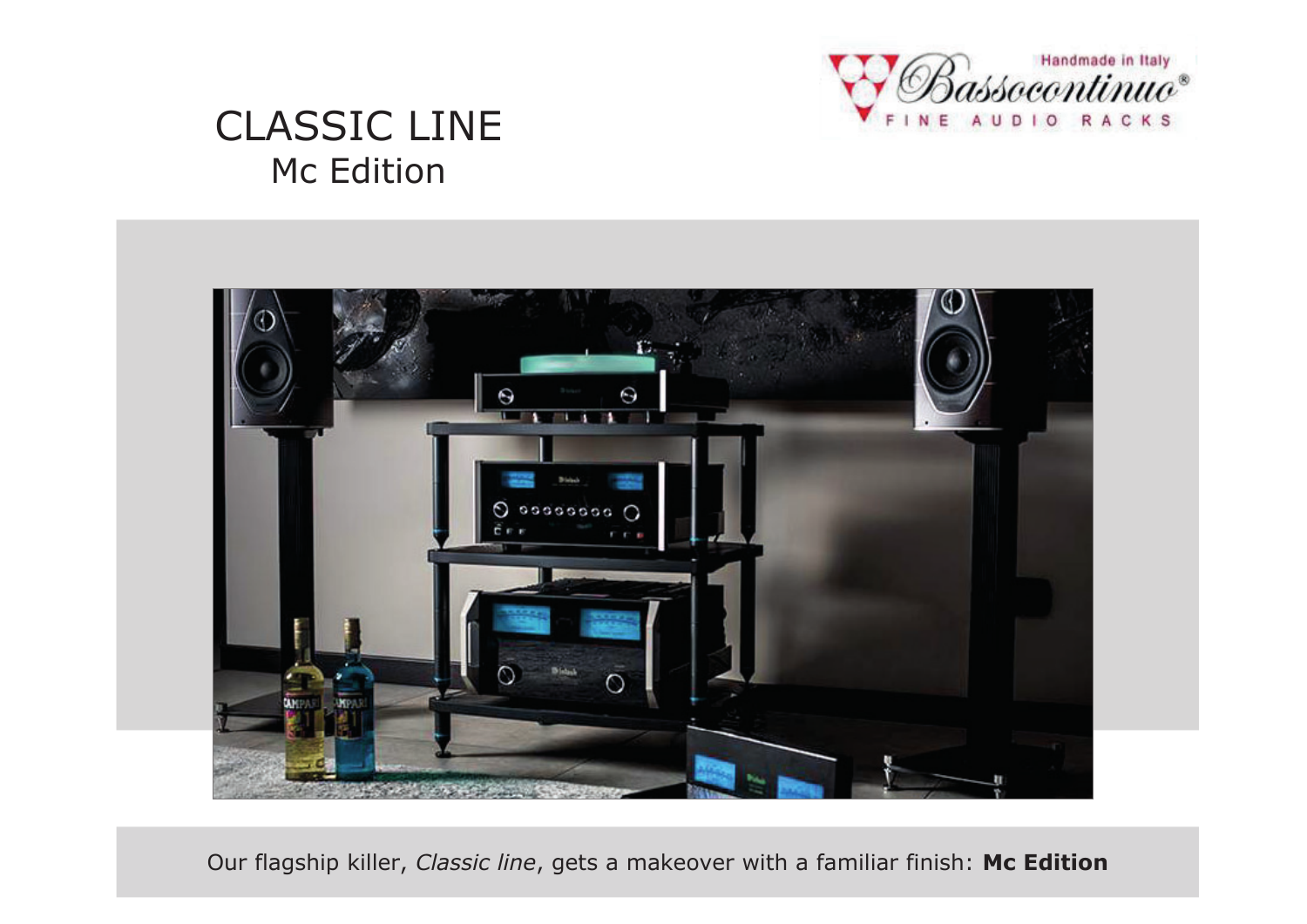# CLASSIC LINE

## Mc Edition

Handmade in Italy

Bassocontinuo®

FINE AUDIO RACKS

Our flagship killer, *Classic line*, gets a makeover with a familiar finish: **Mc Edition**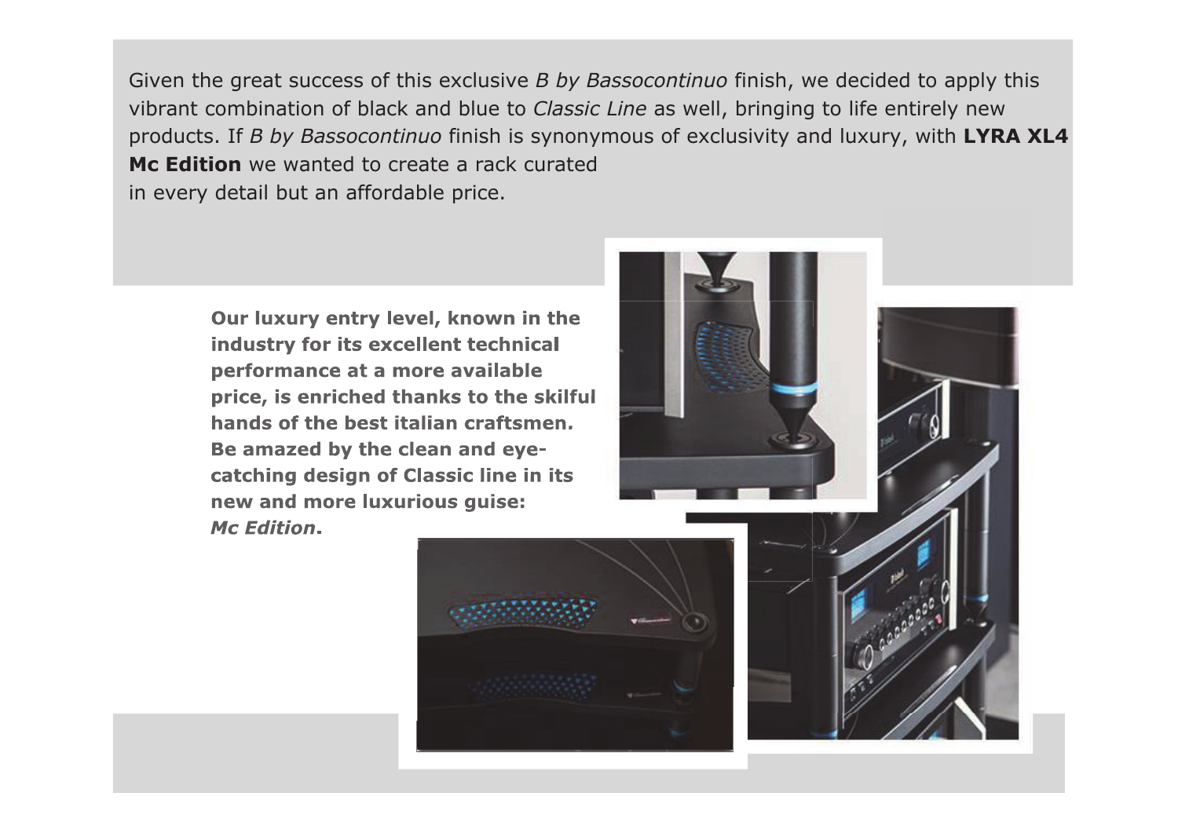Given the great success of this exclusive *B by Bassocontinuo* finish, we decided to apply this vibrant combination of black and blue to *Classic Line* as well, bringing to life entirely new products. If *B by Bassocontinuo* finish is synonymous of exclusivity and luxury, with **LYRA XL4 Mc Edition** we wanted to create a rack curated in every detail but an affordable price.

**Our luxury entry level, known in the industry for its excellent technical performance at a more available price, is enriched thanks to the skilful hands of the best italian craftsmen. Be amazed by the clean and eye-catching design of Classic line in its new and more luxurious guise: *Mc Edition*.**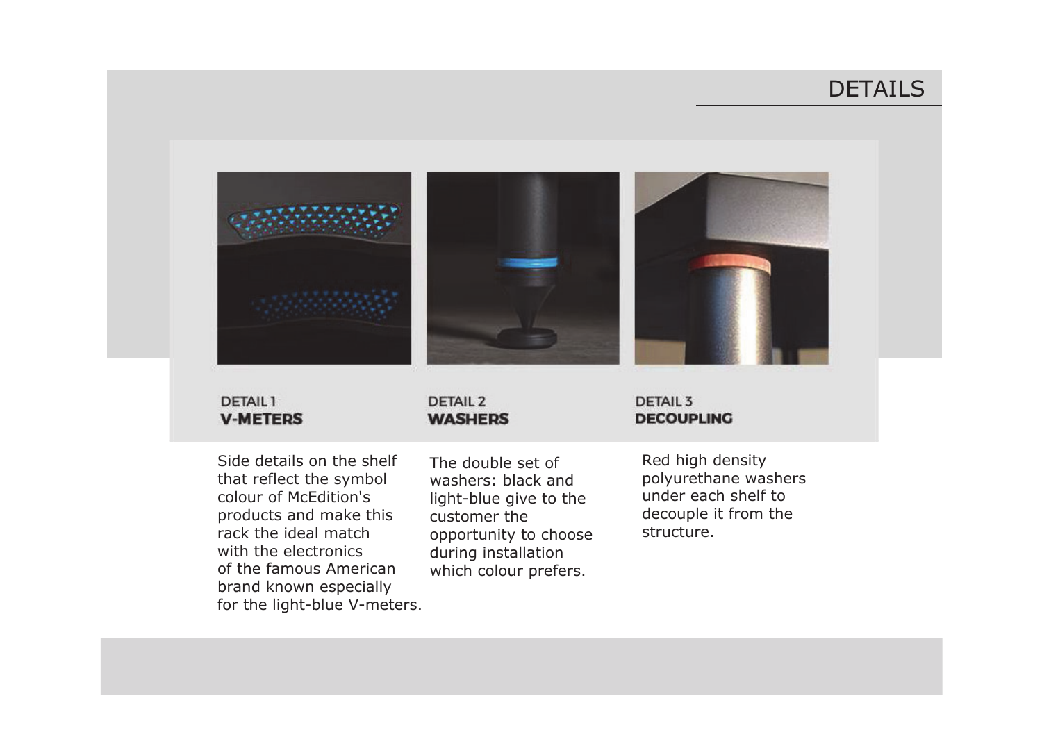# DETAILS

### DETAIL 1
**V-METERS**

Side details on the shelf that reflect the symbol colour of McEdition's products and make this rack the ideal match with the electronics of the famous American brand known especially for the light-blue V-meters.

### DETAIL 2
**WASHERS**

The double set of washers: black and light-blue give to the customer the opportunity to choose during installation which colour prefers.

### DETAIL 3
**DECOUPLING**

Red high density polyurethane washers under each shelf to decouple it from the structure.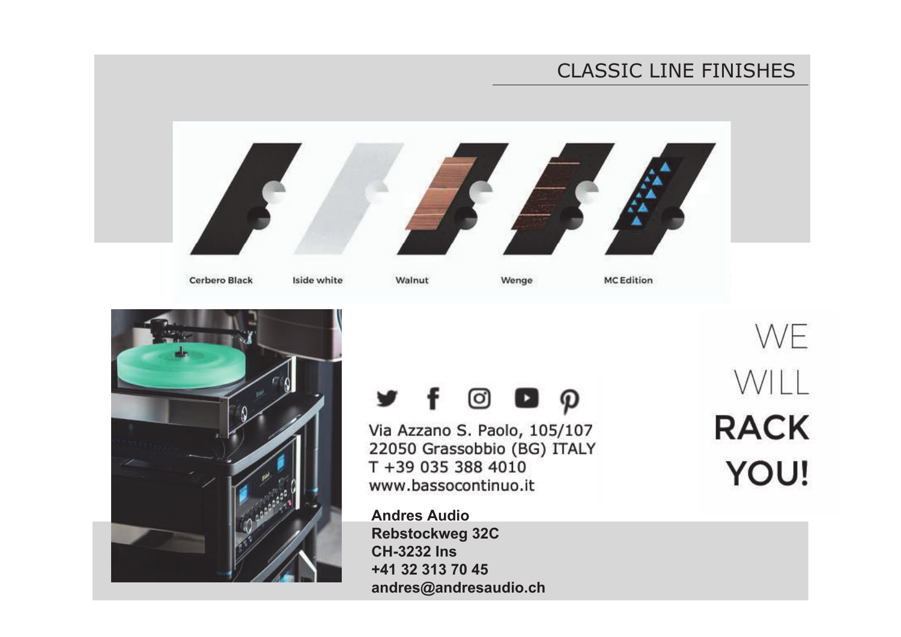## CLASSIC LINE FINISHES

Cerbero Black

Iside white

Walnut

Wenge

MC Edition

Via Azzano S. Paolo, 105/107
22050 Grassobbio (BG) ITALY
T +39 035 388 4010
www.bassocontinuo.it

WE
WILL
**RACK**
**YOU!**

**Andres Audio**
**Rebstockweg 32C**
**CH-3232 Ins**
**+41 32 313 70 45**
**andres@andresaudio.ch**